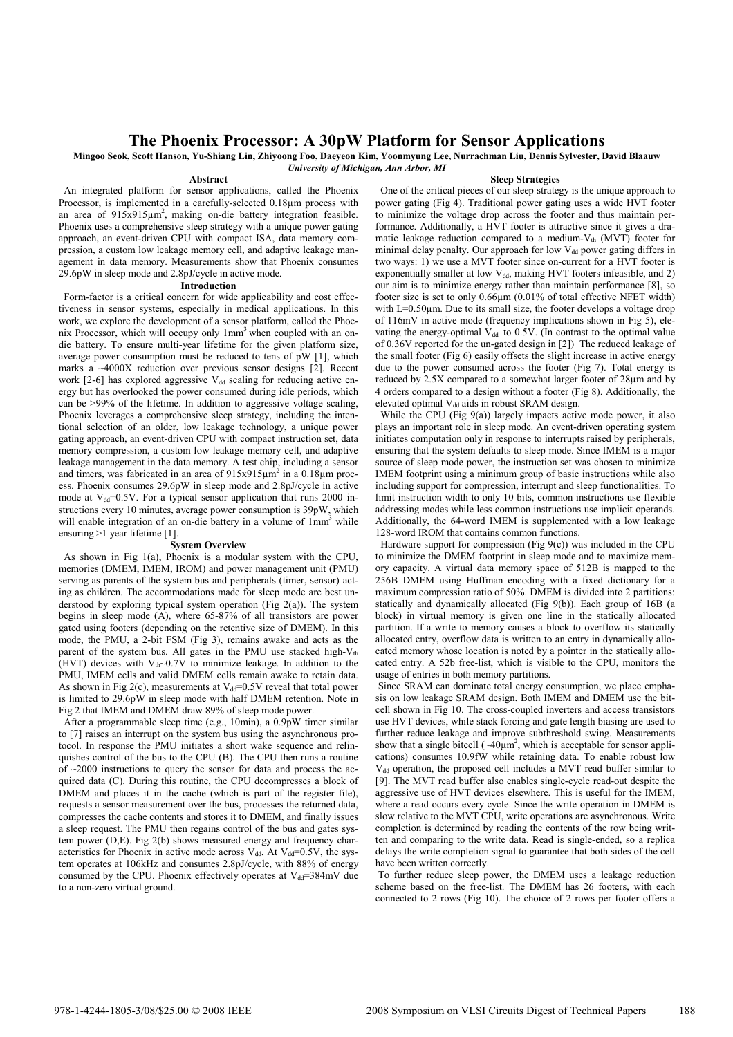# The Phoenix Processor: A 30pW Platform for Sensor Applications

**Mingoo Seok, Scott Hanson, Yu-Shiang Lin, Zhiyoong Foo, Daeyeon Kim, Yoonmyung Lee, Nurrachman Liu, Dennis Sylvester, David Blaauw**

*University of Michigan, Ann Arbor, MI*

## Abstract

An integrated platform for sensor applications, called the Phoenix Processor, is implemented in a carefully-selected 0.18µm process with an area of 915x915µm$^2$, making on-die battery integration feasible. Phoenix uses a comprehensive sleep strategy with a unique power gating approach, an event-driven CPU with compact ISA, data memory compression, a custom low leakage memory cell, and adaptive leakage management in data memory. Measurements show that Phoenix consumes 29.6pW in sleep mode and 2.8pJ/cycle in active mode.

## Introduction

Form-factor is a critical concern for wide applicability and cost effectiveness in sensor systems, especially in medical applications. In this work, we explore the development of a sensor platform, called the Phoenix Processor, which will occupy only 1mm$^3$ when coupled with an on-die battery. To ensure multi-year lifetime for the given platform size, average power consumption must be reduced to tens of pW [1], which marks a ~4000X reduction over previous sensor designs [2]. Recent work [2-6] has explored aggressive $V_{dd}$ scaling for reducing active energy but has overlooked the power consumed during idle periods, which can be >99% of the lifetime. In addition to aggressive voltage scaling, Phoenix leverages a comprehensive sleep strategy, including the intentional selection of an older, low leakage technology, a unique power gating approach, an event-driven CPU with compact instruction set, data memory compression, a custom low leakage memory cell, and adaptive leakage management in the data memory. A test chip, including a sensor and timers, was fabricated in an area of 915x915µm$^2$ in a 0.18µm process. Phoenix consumes 29.6pW in sleep mode and 2.8pJ/cycle in active mode at $V_{dd}$=0.5V. For a typical sensor application that runs 2000 instructions every 10 minutes, average power consumption is 39pW, which will enable integration of an on-die battery in a volume of 1mm$^3$ while ensuring >1 year lifetime [1].

## System Overview

As shown in Fig 1(a), Phoenix is a modular system with the CPU, memories (DMEM, IMEM, IROM) and power management unit (PMU) serving as parents of the system bus and peripherals (timer, sensor) acting as children. The accommodations made for sleep mode are best understood by exploring typical system operation (Fig 2(a)). The system begins in sleep mode (A), where 65-87% of all transistors are power gated using footers (depending on the retentive size of DMEM). In this mode, the PMU, a 2-bit FSM (Fig 3), remains awake and acts as the parent of the system bus. All gates in the PMU use stacked high-$V_{th}$ (HVT) devices with $V_{th}$~0.7V to minimize leakage. In addition to the PMU, IMEM cells and valid DMEM cells remain awake to retain data. As shown in Fig 2(c), measurements at $V_{dd}$=0.5V reveal that total power is limited to 29.6pW in sleep mode with half DMEM retention. Note in Fig 2 that IMEM and DMEM draw 89% of sleep mode power.

After a programmable sleep time (e.g., 10min), a 0.9pW timer similar to [7] raises an interrupt on the system bus using the asynchronous protocol. In response the PMU initiates a short wake sequence and relinquishes control of the bus to the CPU (B). The CPU then runs a routine of ~2000 instructions to query the sensor for data and process the acquired data (C). During this routine, the CPU decompresses a block of DMEM and places it in the cache (which is part of the register file), requests a sensor measurement over the bus, processes the returned data, compresses the cache contents and stores it to DMEM, and finally issues a sleep request. The PMU then regains control of the bus and gates system power (D,E). Fig 2(b) shows measured energy and frequency characteristics for Phoenix in active mode across $V_{dd}$. At $V_{dd}$=0.5V, the system operates at 106kHz and consumes 2.8pJ/cycle, with 88% of energy consumed by the CPU. Phoenix effectively operates at $V_{dd}$=384mV due to a non-zero virtual ground.

## Sleep Strategies

One of the critical pieces of our sleep strategy is the unique approach to power gating (Fig 4). Traditional power gating uses a wide HVT footer to minimize the voltage drop across the footer and thus maintain performance. Additionally, a HVT footer is attractive since it gives a dramatic leakage reduction compared to a medium-$V_{th}$ (MVT) footer for minimal delay penalty. Our approach for low $V_{dd}$ power gating differs in two ways: 1) we use a MVT footer since on-current for a HVT footer is exponentially smaller at low $V_{dd}$, making HVT footers infeasible, and 2) our aim is to minimize energy rather than maintain performance [8], so footer size is set to only 0.66µm (0.01% of total effective NFET width) with L=0.50µm. Due to its small size, the footer develops a voltage drop of 116mV in active mode (frequency implications shown in Fig 5), elevating the energy-optimal $V_{dd}$ to 0.5V. (In contrast to the optimal value of 0.36V reported for the un-gated design in [2]) The reduced leakage of the small footer (Fig 6) easily offsets the slight increase in active energy due to the power consumed across the footer (Fig 7). Total energy is reduced by 2.5X compared to a somewhat larger footer of 28µm and by 4 orders compared to a design without a footer (Fig 8). Additionally, the elevated optimal $V_{dd}$ aids in robust SRAM design.

While the CPU (Fig 9(a)) largely impacts active mode power, it also plays an important role in sleep mode. An event-driven operating system initiates computation only in response to interrupts raised by peripherals, ensuring that the system defaults to sleep mode. Since IMEM is a major source of sleep mode power, the instruction set was chosen to minimize IMEM footprint using a minimum group of basic instructions while also including support for compression, interrupt and sleep functionalities. To limit instruction width to only 10 bits, common instructions use flexible addressing modes while less common instructions use implicit operands. Additionally, the 64-word IMEM is supplemented with a low leakage 128-word IROM that contains common functions.

Hardware support for compression (Fig 9(c)) was included in the CPU to minimize the DMEM footprint in sleep mode and to maximize memory capacity. A virtual data memory space of 512B is mapped to the 256B DMEM using Huffman encoding with a fixed dictionary for a maximum compression ratio of 50%. DMEM is divided into 2 partitions: statically and dynamically allocated (Fig 9(b)). Each group of 16B (a block) in virtual memory is given one line in the statically allocated partition. If a write to memory causes a block to overflow its statically allocated entry, overflow data is written to an entry in dynamically allocated memory whose location is noted by a pointer in the statically allocated entry. A 52b free-list, which is visible to the CPU, monitors the usage of entries in both memory partitions.

Since SRAM can dominate total energy consumption, we place emphasis on low leakage SRAM design. Both IMEM and DMEM use the bitcell shown in Fig 10. The cross-coupled inverters and access transistors use HVT devices, while stack forcing and gate length biasing are used to further reduce leakage and improve subthreshold swing. Measurements show that a single bitcell (~40µm$^2$, which is acceptable for sensor applications) consumes 10.9fW while retaining data. To enable robust low $V_{dd}$ operation, the proposed cell includes a MVT read buffer similar to [9]. The MVT read buffer also enables single-cycle read-out despite the aggressive use of HVT devices elsewhere. This is useful for the IMEM, where a read occurs every cycle. Since the write operation in DMEM is slow relative to the MVT CPU, write operations are asynchronous. Write completion is determined by reading the contents of the row being written and comparing to the write data. Read is single-ended, so a replica delays the write completion signal to guarantee that both sides of the cell have been written correctly.

To further reduce sleep power, the DMEM uses a leakage reduction scheme based on the free-list. The DMEM has 26 footers, with each connected to 2 rows (Fig 10). The choice of 2 rows per footer offers a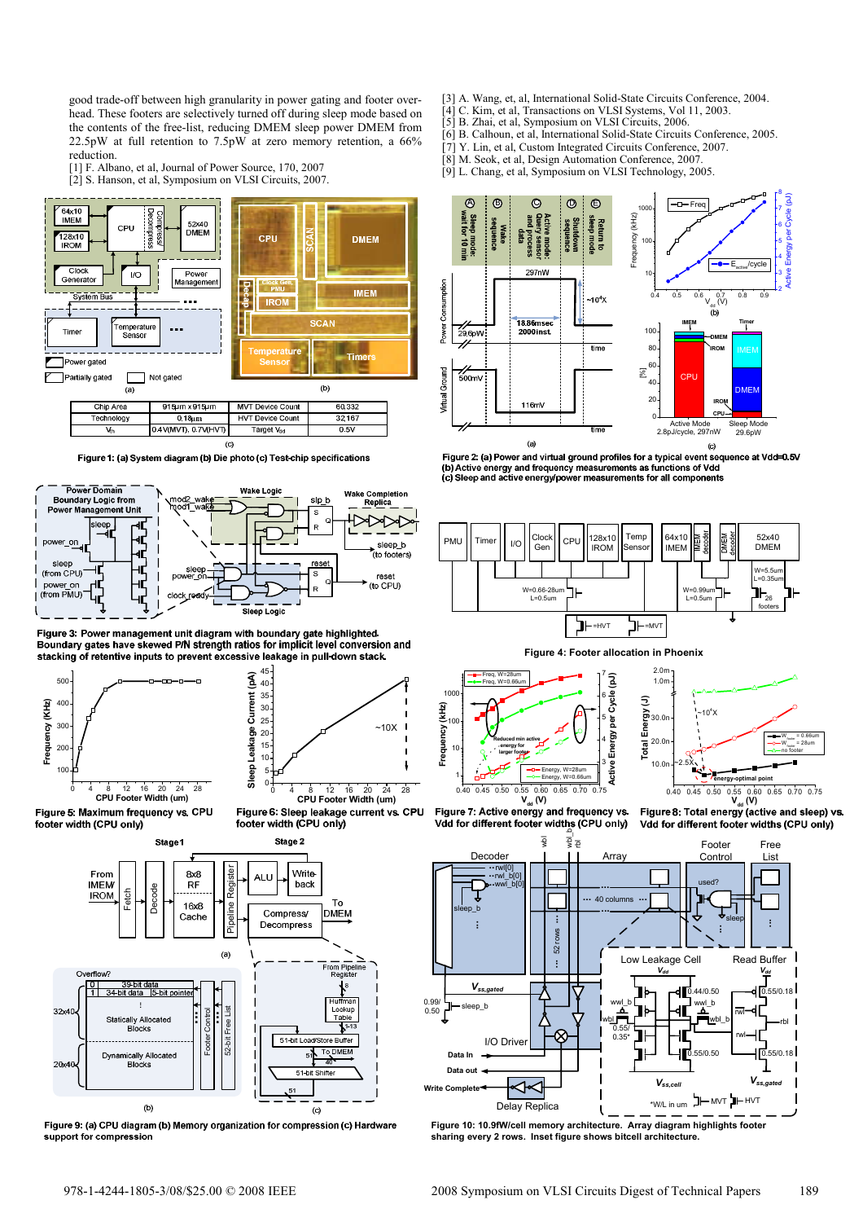good trade-off between high granularity in power gating and footer overhead. These footers are selectively turned off during sleep mode based on the contents of the free-list, reducing DMEM sleep power DMEM from 22.5pW at full retention to 7.5pW at zero memory retention, a 66% reduction.

[1] F. Albano, et al, Journal of Power Source, 170, 2007
[2] S. Hanson, et al, Symposium on VLSI Circuits, 2007.
[3] A. Wang, et al, International Solid-State Circuits Conference, 2004.
[4] C. Kim, et al, Transactions on VLSI Systems, Vol 11, 2003.
[5] B. Zhai, et al, Symposium on VLSI Circuits, 2006.
[6] B. Calhoun, et al, International Solid-State Circuits Conference, 2005.
[7] Y. Lin, et al, Custom Integrated Circuits Conference, 2007.
[8] M. Seok, et al, Design Automation Conference, 2007.
[9] L. Chang, et al, Symposium on VLSI Technology, 2005.

| | | | |
|---|---|---|---|
| Chip Area | 915μm x 915μm | MVT Device Count | 60,332 |
| Technology | 0.18μm | HVT Device Count | 32,167 |
| $V_{th}$ | 0.4V(MVT), 0.7V(HVT) | Target $V_{dd}$ | 0.5V |

Figure 1: (a) System diagram (b) Die photo (c) Test-chip specifications

Figure 2: (a) Power and virtual ground profiles for a typical event sequence at Vdd=0.5V (b) Active energy and frequency measurements as functions of Vdd (c) Sleep and active energy/power measurements for all components

Figure 3: Power management unit diagram with boundary gate highlighted. Boundary gates have skewed P/N strength ratios for implicit level conversion and stacking of retentive inputs to prevent excessive leakage in pull-down stack.

Figure 4: Footer allocation in Phoenix

Figure 5: Maximum frequency vs. CPU footer width (CPU only)

Figure 6: Sleep leakage current vs. CPU footer width (CPU only)

Figure 7: Active energy and frequency vs. Vdd for different footer widths (CPU only)

Figure 8: Total energy (active and sleep) vs. Vdd for different footer widths (CPU only)

Figure 9: (a) CPU diagram (b) Memory organization for compression (c) Hardware support for compression

Figure 10: 10.9fW/cell memory architecture. Array diagram highlights footer sharing every 2 rows. Inset figure shows bitcell architecture.